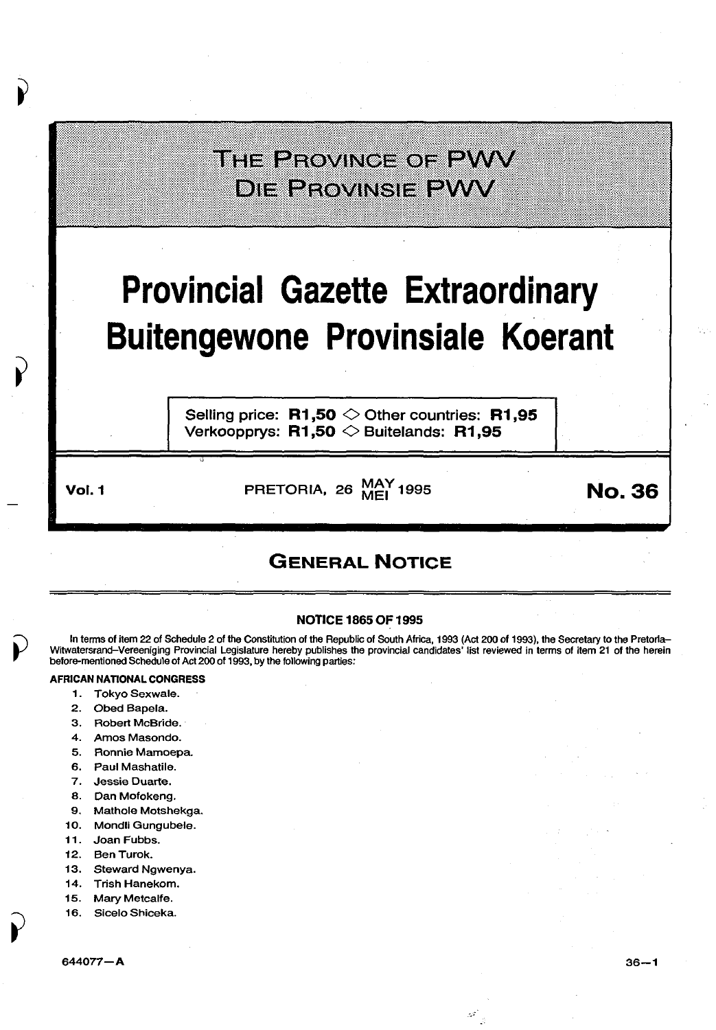# THE PROVINCE OF PWV
# DIE PROVINSIE PWV

# Provincial Gazette Extraordinary
# Buitengewone Provinsiale Koerant

Selling price: **R1,50** ◇ Other countries: **R1,95**
Verkoopprys: **R1,50** ◇ Buitelands: **R1,95**

**Vol. 1** PRETORIA, 26 MAY/MEI 1995 **No. 36**

## GENERAL NOTICE

### NOTICE 1865 OF 1995

In terms of item 22 of Schedule 2 of the Constitution of the Republic of South Africa, 1993 (Act 200 of 1993), the Secretary to the Pretoria–Witwatersrand–Vereeniging Provincial Legislature hereby publishes the provincial candidates' list reviewed in terms of item 21 of the herein before-mentioned Schedule of Act 200 of 1993, by the following parties:

**AFRICAN NATIONAL CONGRESS**

1. Tokyo Sexwale.
2. Obed Bapela.
3. Robert McBride.
4. Amos Masondo.
5. Ronnie Mamoepa.
6. Paul Mashatile.
7. Jessie Duarte.
8. Dan Mofokeng.
9. Mathole Motshekga.
10. Mondli Gungubele.
11. Joan Fubbs.
12. Ben Turok.
13. Steward Ngwenya.
14. Trish Hanekom.
15. Mary Metcalfe.
16. Sicelo Shiceka.

644077—A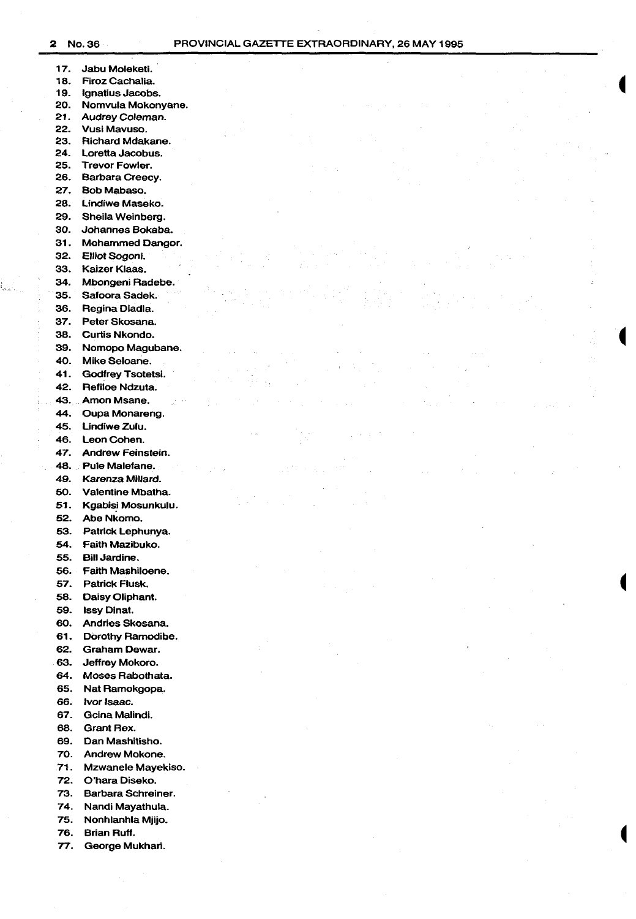17. Jabu Moleketi.
18. Firoz Cachalia.
19. Ignatius Jacobs.
20. Nomvula Mokonyane.
21. Audrey Coleman.
22. Vusi Mavuso.
23. Richard Mdakane.
24. Loretta Jacobus.
25. Trevor Fowler.
26. Barbara Creecy.
27. Bob Mabaso.
28. Lindiwe Maseko.
29. Sheila Weinberg.
30. Johannes Bokaba.
31. Mohammed Dangor.
32. Elliot Sogoni.
33. Kaizer Klaas.
34. Mbongeni Radebe.
35. Safoora Sadek.
36. Regina Dladla.
37. Peter Skosana.
38. Curtis Nkondo.
39. Nomopo Magubane.
40. Mike Seloane.
41. Godfrey Tsotetsi.
42. Refiloe Ndzuta.
43. Amon Msane.
44. Oupa Monareng.
45. Lindiwe Zulu.
46. Leon Cohen.
47. Andrew Feinstein.
48. Pule Malefane.
49. Karenza Millard.
50. Valentine Mbatha.
51. Kgabisi Mosunkulu.
52. Abe Nkomo.
53. Patrick Lephunya.
54. Faith Mazibuko.
55. Bill Jardine.
56. Faith Mashiloene.
57. Patrick Flusk.
58. Daisy Oliphant.
59. Issy Dinat.
60. Andries Skosana.
61. Dorothy Ramodibe.
62. Graham Dewar.
63. Jeffrey Mokoro.
64. Moses Rabothata.
65. Nat Ramokgopa.
66. Ivor Isaac.
67. Gcina Malindi.
68. Grant Rex.
69. Dan Mashitisho.
70. Andrew Mokone.
71. Mzwanele Mayekiso.
72. O'hara Diseko.
73. Barbara Schreiner.
74. Nandi Mayathula.
75. Nonhlanhla Mjijo.
76. Brian Ruff.
77. George Mukhari.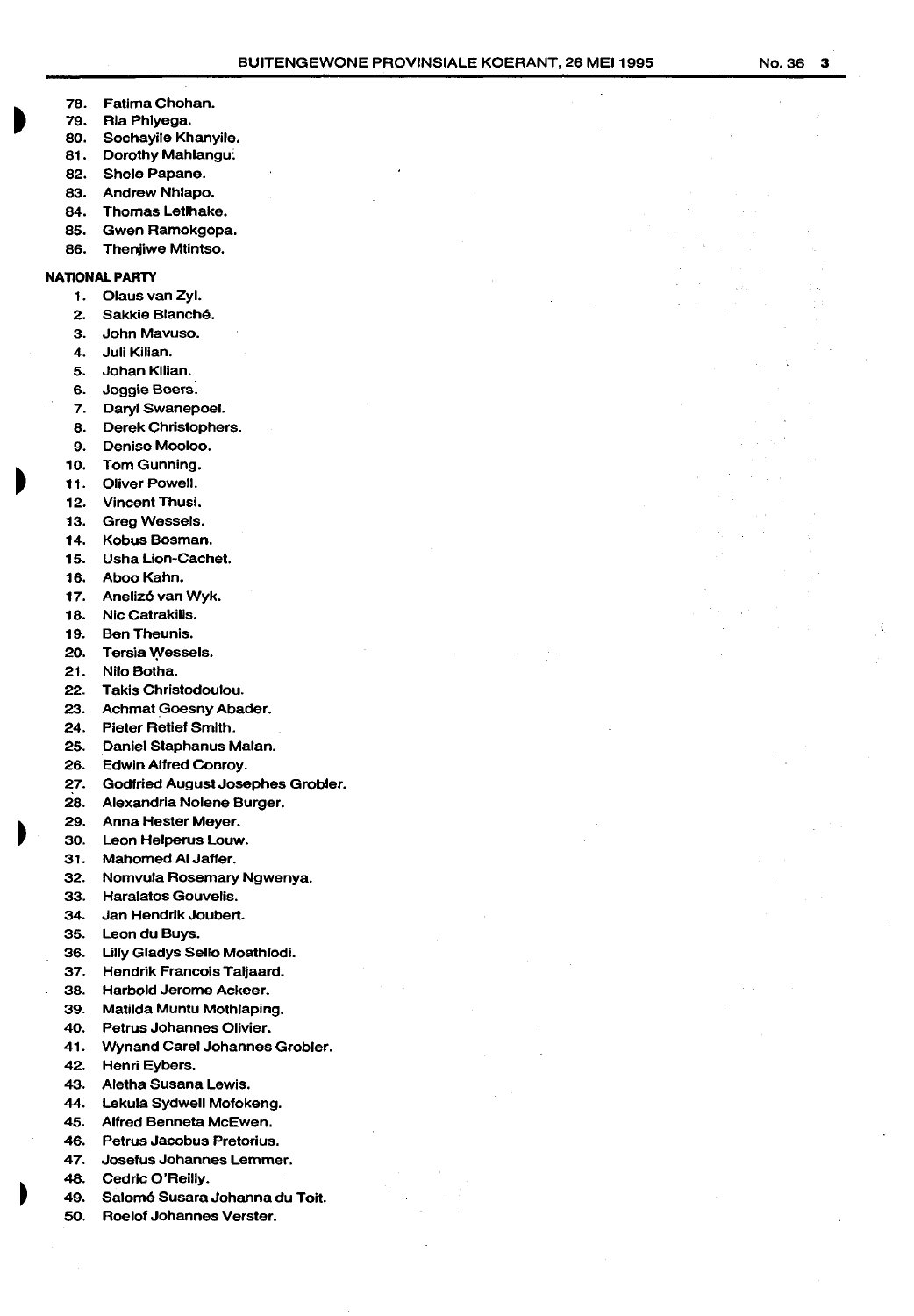78. Fatima Chohan.
79. Ria Phiyega.
80. Sochayile Khanyile.
81. Dorothy Mahlangu.
82. Shele Papane.
83. Andrew Nhlapo.
84. Thomas Letlhake.
85. Gwen Ramokgopa.
86. Thenjiwe Mtintso.

**NATIONAL PARTY**

1. Olaus van Zyl.
2. Sakkie Blanché.
3. John Mavuso.
4. Juli Kilian.
5. Johan Kilian.
6. Joggie Boers.
7. Daryl Swanepoel.
8. Derek Christophers.
9. Denise Mooloo.
10. Tom Gunning.
11. Oliver Powell.
12. Vincent Thusi.
13. Greg Wessels.
14. Kobus Bosman.
15. Usha Lion-Cachet.
16. Aboo Kahn.
17. Anelizé van Wyk.
18. Nic Catrakilis.
19. Ben Theunis.
20. Tersia Wessels.
21. Nilo Botha.
22. Takis Christodoulou.
23. Achmat Goesny Abader.
24. Pieter Retief Smith.
25. Daniel Staphanus Malan.
26. Edwin Alfred Conroy.
27. Godfried August Josephes Grobler.
28. Alexandria Nolene Burger.
29. Anna Hester Meyer.
30. Leon Helperus Louw.
31. Mahomed Al Jaffer.
32. Nomvula Rosemary Ngwenya.
33. Haralatos Gouvelis.
34. Jan Hendrik Joubert.
35. Leon du Buys.
36. Lilly Gladys Sello Moathlodi.
37. Hendrik Francois Taljaard.
38. Harbold Jerome Ackeer.
39. Matilda Muntu Mothlaping.
40. Petrus Johannes Olivier.
41. Wynand Carel Johannes Grobler.
42. Henri Eybers.
43. Aletha Susana Lewis.
44. Lekula Sydwell Mofokeng.
45. Alfred Benneta McEwen.
46. Petrus Jacobus Pretorius.
47. Josefus Johannes Lemmer.
48. Cedric O'Reilly.
49. Salomé Susara Johanna du Toit.
50. Roelof Johannes Verster.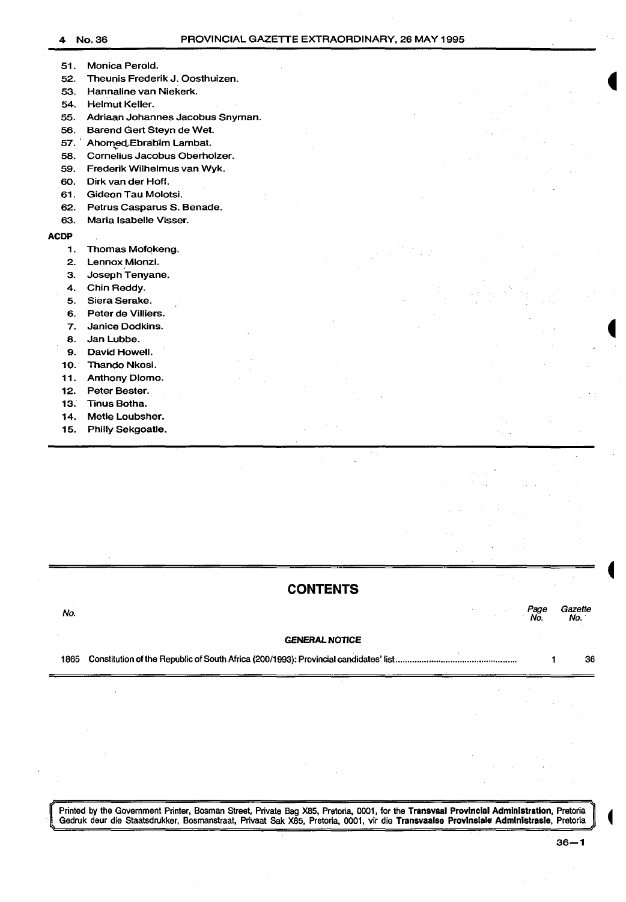51. Monica Perold.
52. Theunis Frederik J. Oosthuizen.
53. Hannaline van Niekerk.
54. Helmut Keller.
55. Adriaan Johannes Jacobus Snyman.
56. Barend Gert Steyn de Wet.
57. Ahomed Ebrahim Lambat.
58. Cornelius Jacobus Oberholzer.
59. Frederik Wilhelmus van Wyk.
60. Dirk van der Hoff.
61. Gideon Tau Molotsi.
62. Petrus Casparus S. Benade.
63. Maria Isabelle Visser.

**ACDP**

1. Thomas Mofokeng.
2. Lennox Mlonzi.
3. Joseph Tenyane.
4. Chin Reddy.
5. Siera Serake.
6. Peter de Villiers.
7. Janice Dodkins.
8. Jan Lubbe.
9. David Howell.
10. Thando Nkosi.
11. Anthony Dlomo.
12. Peter Bester.
13. Tinus Botha.
14. Metle Loubsher.
15. Philly Sekgoatle.

## CONTENTS

| *No.* | | *Page No.* | *Gazette No.* |
|---|---|---|---|
| | **GENERAL NOTICE** | | |
| 1865 | Constitution of the Republic of South Africa (200/1993): Provincial candidates' list | 1 | 36 |

Printed by the Government Printer, Bosman Street, Private Bag X85, Pretoria, 0001, for the **Transvaal Provincial Administration**, Pretoria
Gedruk deur die Staatsdrukker, Bosmanstraat, Privaat Sak X85, Pretoria, 0001, vir die **Transvaalse Provinsiale Administrasie**, Pretoria

36—1